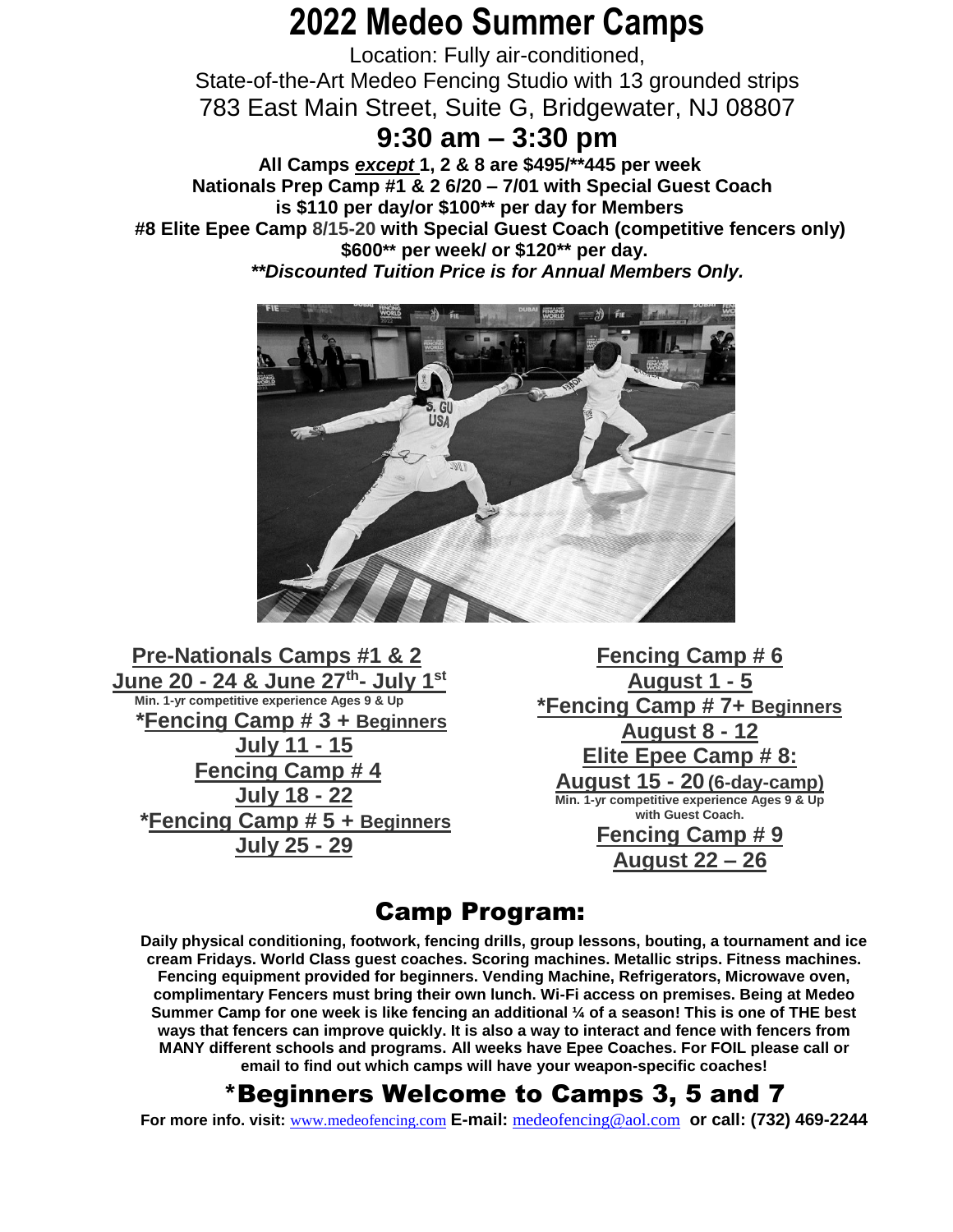# 2022 Medeo Summer Camps

Location: Fully air-conditioned,
State-of-the-Art Medeo Fencing Studio with 13 grounded strips
783 East Main Street, Suite G, Bridgewater, NJ 08807

## 9:30 am – 3:30 pm

**All Camps *except* 1, 2 & 8 are $495/**445 per week**
**Nationals Prep Camp #1 & 2 6/20 – 7/01 with Special Guest Coach is $110 per day/or $100** per day for Members**
**#8 Elite Epee Camp 8/15-20 with Special Guest Coach (competitive fencers only) $600** per week/ or $120** per day.**
***\*\*Discounted Tuition Price is for Annual Members Only.***

**Pre-Nationals Camps #1 & 2**
**June 20 - 24 & June 27th- July 1st**
Min. 1-yr competitive experience Ages 9 & Up

***Fencing Camp # 3 + Beginners**
**July 11 - 15**

**Fencing Camp # 4**
**July 18 - 22**

***Fencing Camp # 5 + Beginners**
**July 25 - 29**

**Fencing Camp # 6**
**August 1 - 5**

***Fencing Camp # 7+ Beginners**
**August 8 - 12**

**Elite Epee Camp # 8:**
**August 15 - 20 (6-day-camp)**
Min. 1-yr competitive experience Ages 9 & Up with Guest Coach.

**Fencing Camp # 9**
**August 22 – 26**

## Camp Program:

**Daily physical conditioning, footwork, fencing drills, group lessons, bouting, a tournament and ice cream Fridays. World Class guest coaches. Scoring machines. Metallic strips. Fitness machines. Fencing equipment provided for beginners. Vending Machine, Refrigerators, Microwave oven, complimentary Fencers must bring their own lunch. Wi-Fi access on premises. Being at Medeo Summer Camp for one week is like fencing an additional ¼ of a season! This is one of THE best ways that fencers can improve quickly. It is also a way to interact and fence with fencers from MANY different schools and programs. All weeks have Epee Coaches. For FOIL please call or email to find out which camps will have your weapon-specific coaches!**

## *Beginners Welcome to Camps 3, 5 and 7

**For more info. visit:** www.medeofencing.com **E-mail:** medeofencing@aol.com **or call: (732) 469-2244**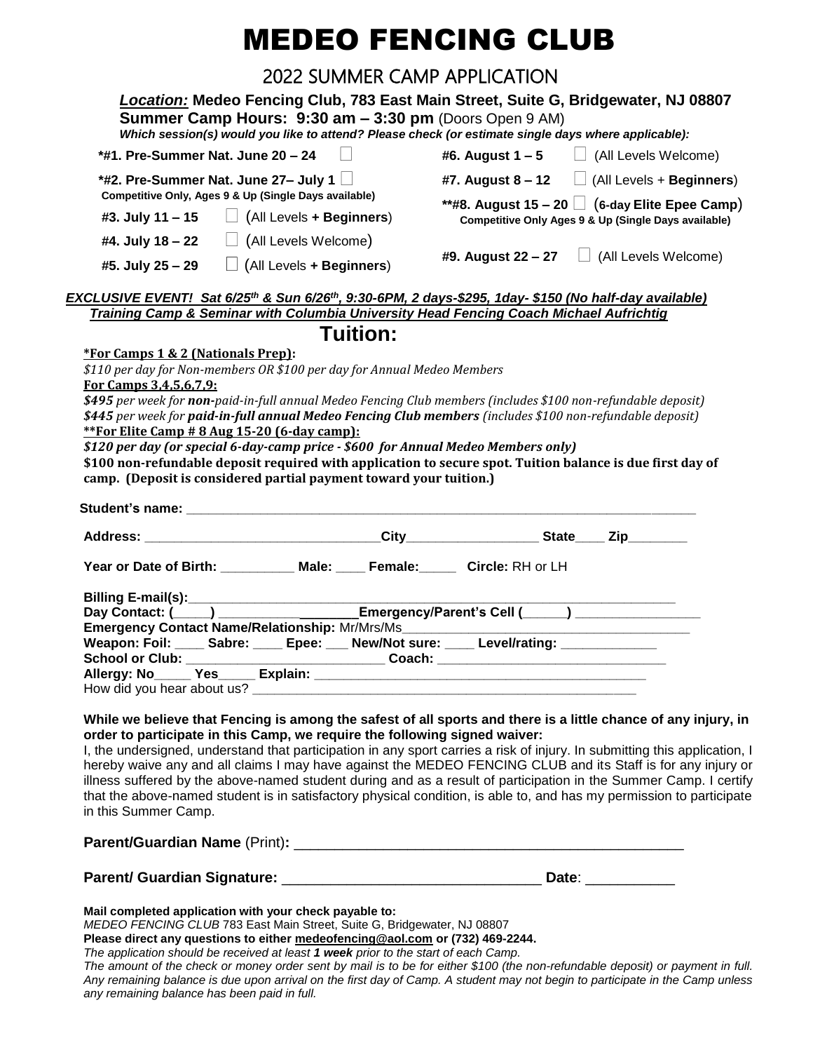# MEDEO FENCING CLUB

## 2022 SUMMER CAMP APPLICATION

***Location:*** **Medeo Fencing Club, 783 East Main Street, Suite G, Bridgewater, NJ 08807**
**Summer Camp Hours: 9:30 am – 3:30 pm** (Doors Open 9 AM)
***Which session(s) would you like to attend? Please check (or estimate single days where applicable):***

**\*#1. Pre-Summer Nat. June 20 – 24** ☐

**\*#2. Pre-Summer Nat. June 27– July 1** ☐
**Competitive Only, Ages 9 & Up (Single Days available)**

**#3. July 11 – 15** ☐ (All Levels **+ Beginners**)

**#4. July 18 – 22** ☐ (All Levels Welcome)

**#5. July 25 – 29** ☐ (All Levels **+ Beginners**)

**#6. August 1 – 5** ☐ (All Levels Welcome)

**#7. August 8 – 12** ☐ (All Levels + **Beginners**)

**\*\*#8. August 15 – 20** ☐ (**6-day Elite Epee Camp**)
**Competitive Only Ages 9 & Up (Single Days available)**

**#9. August 22 – 27** ☐ (All Levels Welcome)

***EXCLUSIVE EVENT! Sat 6/25th & Sun 6/26th, 9:30-6PM, 2 days-$295, 1day- $150 (No half-day available)***
***Training Camp & Seminar with Columbia University Head Fencing Coach Michael Aufrichtig***

## Tuition:

**\*For Camps 1 & 2 (Nationals Prep):**
*$110 per day for Non-members OR $100 per day for Annual Medeo Members*
**For Camps 3,4,5,6,7,9:**
***$495*** *per week for **non-**paid-in-full annual Medeo Fencing Club members (includes $100 non-refundable deposit)*
***$445*** *per week for **paid-in-full annual Medeo Fencing Club members** (includes $100 non-refundable deposit)*
**\*\*For Elite Camp # 8 Aug 15-20 (6-day camp):**
***$120 per day (or special 6-day-camp price - $600 for Annual Medeo Members only)***
**$100 non-refundable deposit required with application to secure spot. Tuition balance is due first day of camp. (Deposit is considered partial payment toward your tuition.)**

**Student's name:** ______________________________________________

**Address:** ______________________ **City**______________ **State**____ **Zip**________

**Year or Date of Birth:** __________ **Male:** ____ **Female:**_____ **Circle:** RH or LH

**Billing E-mail(s):**______________________________________________
**Day Contact: (**_____**)** ____________________**Emergency/Parent's Cell (**______**)** _______________
**Emergency Contact Name/Relationship:** Mr/Mrs/Ms________________________________
**Weapon: Foil:** ____ **Sabre:** ____ **Epee:** ___ **New/Not sure:** ____ **Level/rating:** _____________
**School or Club:** __________________________ **Coach:** ______________________________
**Allergy: No**_____ **Yes**_____ **Explain:** ____________________________________________
How did you hear about us? ________________________________________________

**While we believe that Fencing is among the safest of all sports and there is a little chance of any injury, in order to participate in this Camp, we require the following signed waiver:**
I, the undersigned, understand that participation in any sport carries a risk of injury. In submitting this application, I hereby waive any and all claims I may have against the MEDEO FENCING CLUB and its Staff is for any injury or illness suffered by the above-named student during and as a result of participation in the Summer Camp. I certify that the above-named student is in satisfactory physical condition, is able to, and has my permission to participate in this Summer Camp.

**Parent/Guardian Name** (Print)**:** ____________________________________________

**Parent/ Guardian Signature:** ______________________________ **Date**: ___________

**Mail completed application with your check payable to:**
*MEDEO FENCING CLUB* 783 East Main Street, Suite G, Bridgewater, NJ 08807
**Please direct any questions to either medeofencing@aol.com or (732) 469-2244.**
*The application should be received at least **1 week** prior to the start of each Camp.*
*The amount of the check or money order sent by mail is to be for either $100 (the non-refundable deposit) or payment in full. Any remaining balance is due upon arrival on the first day of Camp. A student may not begin to participate in the Camp unless any remaining balance has been paid in full.*